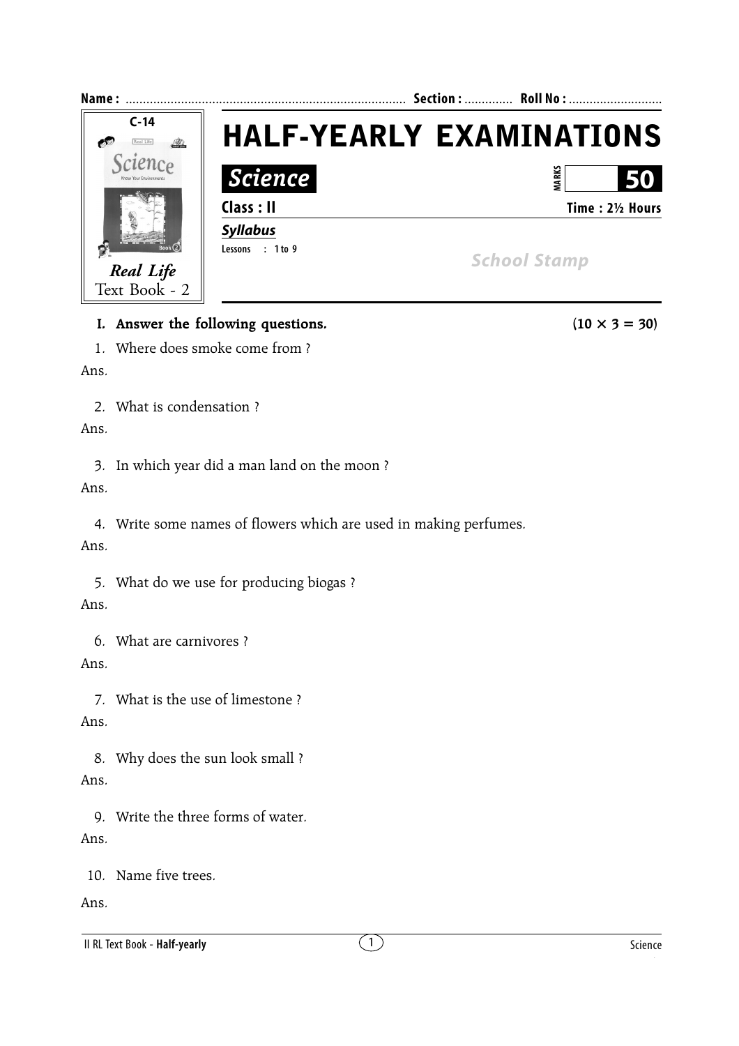Name : ............................................................................... Section : ............. Roll No : ..........................

C-14

*Real Life*
Text Book - 2

# HALF-YEARLY EXAMINATIONS

## *Science*

MARKS **50**

**Class : II** **Time : 2½ Hours**

***Syllabus***

Lessons : 1 to 9

*School Stamp*

**I. Answer the following questions.** **(10 × 3 = 30)**

1. Where does smoke come from ?

Ans.

2. What is condensation ?

Ans.

3. In which year did a man land on the moon ?

Ans.

4. Write some names of flowers which are used in making perfumes.

Ans.

5. What do we use for producing biogas ?

Ans.

6. What are carnivores ?

Ans.

7. What is the use of limestone ?

Ans.

8. Why does the sun look small ?

Ans.

9. Write the three forms of water.

Ans.

10. Name five trees.

Ans.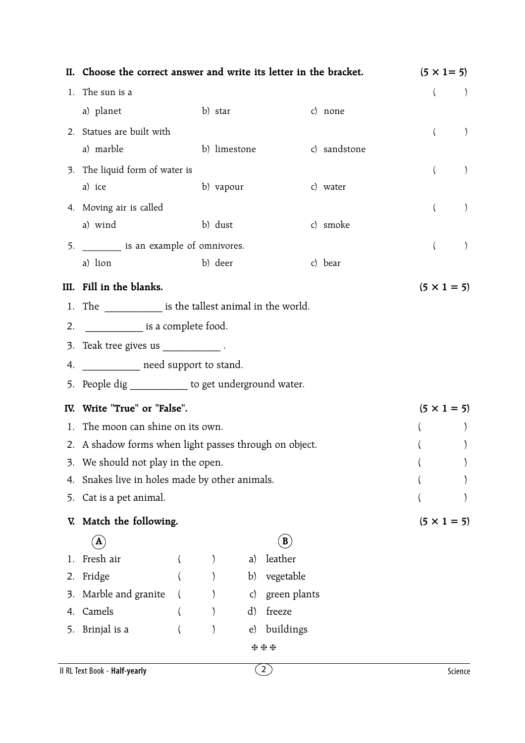**II. Choose the correct answer and write its letter in the bracket.** **(5 × 1= 5)**

1. The sun is a ( )

   a) planet b) star c) none

2. Statues are built with ( )

   a) marble b) limestone c) sandstone

3. The liquid form of water is ( )

   a) ice b) vapour c) water

4. Moving air is called ( )

   a) wind b) dust c) smoke

5. ________ is an example of omnivores. ( )

   a) lion b) deer c) bear

**III. Fill in the blanks.** **(5 × 1 = 5)**

1. The ___________ is the tallest animal in the world.
2. ___________ is a complete food.
3. Teak tree gives us ___________ .
4. ___________ need support to stand.
5. People dig ___________ to get underground water.

**IV. Write "True" or "False".** **(5 × 1 = 5)**

1. The moon can shine on its own. ( )
2. A shadow forms when light passes through on object. ( )
3. We should not play in the open. ( )
4. Snakes live in holes made by other animals. ( )
5. Cat is a pet animal. ( )

**V. Match the following.** **(5 × 1 = 5)**

| A | | B |
|---|---|---|
| 1. Fresh air | ( ) | a) leather |
| 2. Fridge | ( ) | b) vegetable |
| 3. Marble and granite | ( ) | c) green plants |
| 4. Camels | ( ) | d) freeze |
| 5. Brinjal is a | ( ) | e) buildings |

❋❋❋